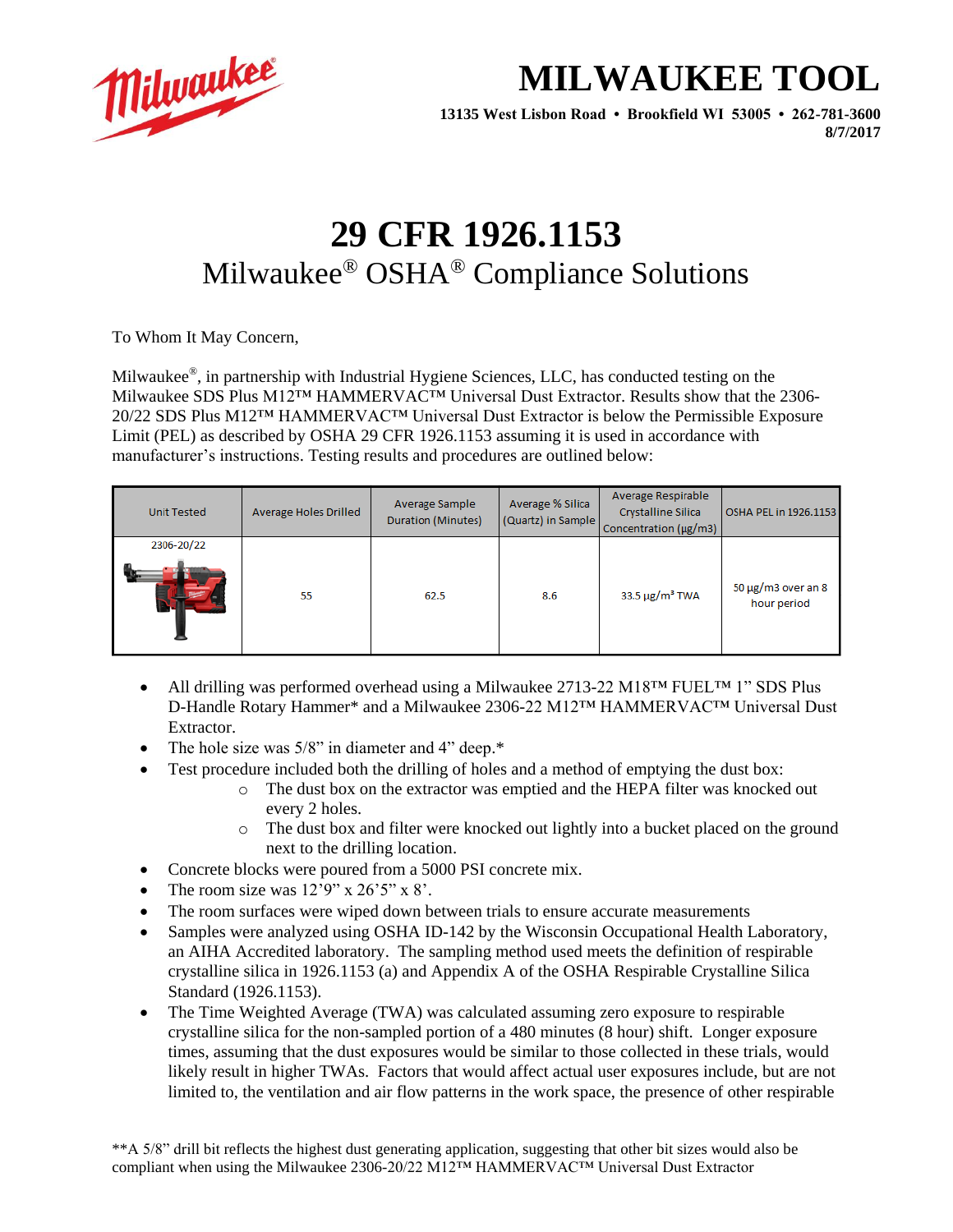# MILWAUKEE TOOL

**13135 West Lisbon Road • Brookfield WI 53005 • 262-781-3600**
**8/7/2017**

# 29 CFR 1926.1153

## Milwaukee® OSHA® Compliance Solutions

To Whom It May Concern,

Milwaukee®, in partnership with Industrial Hygiene Sciences, LLC, has conducted testing on the Milwaukee SDS Plus M12™ HAMMERVAC™ Universal Dust Extractor. Results show that the 2306-20/22 SDS Plus M12™ HAMMERVAC™ Universal Dust Extractor is below the Permissible Exposure Limit (PEL) as described by OSHA 29 CFR 1926.1153 assuming it is used in accordance with manufacturer's instructions. Testing results and procedures are outlined below:

| Unit Tested | Average Holes Drilled | Average Sample Duration (Minutes) | Average % Silica (Quartz) in Sample | Average Respirable Crystalline Silica Concentration (µg/m3) | OSHA PEL in 1926.1153 |
|---|---|---|---|---|---|
| 2306-20/22 | 55 | 62.5 | 8.6 | 33.5 µg/m³ TWA | 50 µg/m3 over an 8 hour period |

- All drilling was performed overhead using a Milwaukee 2713-22 M18™ FUEL™ 1" SDS Plus D-Handle Rotary Hammer* and a Milwaukee 2306-22 M12™ HAMMERVAC™ Universal Dust Extractor.
- The hole size was 5/8" in diameter and 4" deep.*
- Test procedure included both the drilling of holes and a method of emptying the dust box:
  - The dust box on the extractor was emptied and the HEPA filter was knocked out every 2 holes.
  - The dust box and filter were knocked out lightly into a bucket placed on the ground next to the drilling location.
- Concrete blocks were poured from a 5000 PSI concrete mix.
- The room size was 12'9" x 26'5" x 8'.
- The room surfaces were wiped down between trials to ensure accurate measurements
- Samples were analyzed using OSHA ID-142 by the Wisconsin Occupational Health Laboratory, an AIHA Accredited laboratory. The sampling method used meets the definition of respirable crystalline silica in 1926.1153 (a) and Appendix A of the OSHA Respirable Crystalline Silica Standard (1926.1153).
- The Time Weighted Average (TWA) was calculated assuming zero exposure to respirable crystalline silica for the non-sampled portion of a 480 minutes (8 hour) shift. Longer exposure times, assuming that the dust exposures would be similar to those collected in these trials, would likely result in higher TWAs. Factors that would affect actual user exposures include, but are not limited to, the ventilation and air flow patterns in the work space, the presence of other respirable

**A 5/8" drill bit reflects the highest dust generating application, suggesting that other bit sizes would also be compliant when using the Milwaukee 2306-20/22 M12™ HAMMERVAC™ Universal Dust Extractor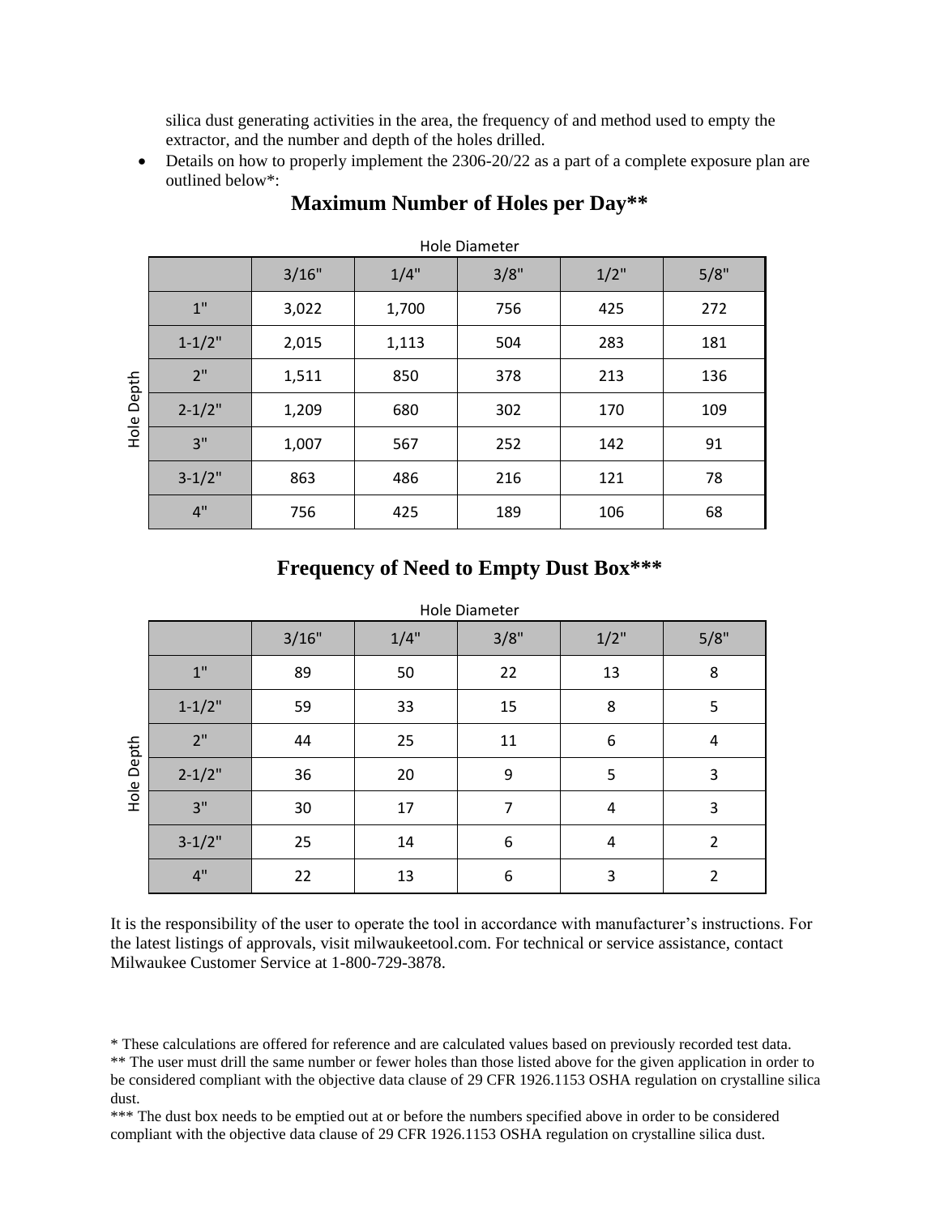silica dust generating activities in the area, the frequency of and method used to empty the extractor, and the number and depth of the holes drilled.

- Details on how to properly implement the 2306-20/22 as a part of a complete exposure plan are outlined below*:

## Maximum Number of Holes per Day**

| | Hole Diameter | | | | |
|---|---|---|---|---|---|
| Hole Depth | 3/16" | 1/4" | 3/8" | 1/2" | 5/8" |
| 1" | 3,022 | 1,700 | 756 | 425 | 272 |
| 1-1/2" | 2,015 | 1,113 | 504 | 283 | 181 |
| 2" | 1,511 | 850 | 378 | 213 | 136 |
| 2-1/2" | 1,209 | 680 | 302 | 170 | 109 |
| 3" | 1,007 | 567 | 252 | 142 | 91 |
| 3-1/2" | 863 | 486 | 216 | 121 | 78 |
| 4" | 756 | 425 | 189 | 106 | 68 |

## Frequency of Need to Empty Dust Box***

| | Hole Diameter | | | | |
|---|---|---|---|---|---|
| Hole Depth | 3/16" | 1/4" | 3/8" | 1/2" | 5/8" |
| 1" | 89 | 50 | 22 | 13 | 8 |
| 1-1/2" | 59 | 33 | 15 | 8 | 5 |
| 2" | 44 | 25 | 11 | 6 | 4 |
| 2-1/2" | 36 | 20 | 9 | 5 | 3 |
| 3" | 30 | 17 | 7 | 4 | 3 |
| 3-1/2" | 25 | 14 | 6 | 4 | 2 |
| 4" | 22 | 13 | 6 | 3 | 2 |

It is the responsibility of the user to operate the tool in accordance with manufacturer's instructions. For the latest listings of approvals, visit milwaukeetool.com. For technical or service assistance, contact Milwaukee Customer Service at 1-800-729-3878.

* These calculations are offered for reference and are calculated values based on previously recorded test data.

** The user must drill the same number or fewer holes than those listed above for the given application in order to be considered compliant with the objective data clause of 29 CFR 1926.1153 OSHA regulation on crystalline silica dust.

*** The dust box needs to be emptied out at or before the numbers specified above in order to be considered compliant with the objective data clause of 29 CFR 1926.1153 OSHA regulation on crystalline silica dust.